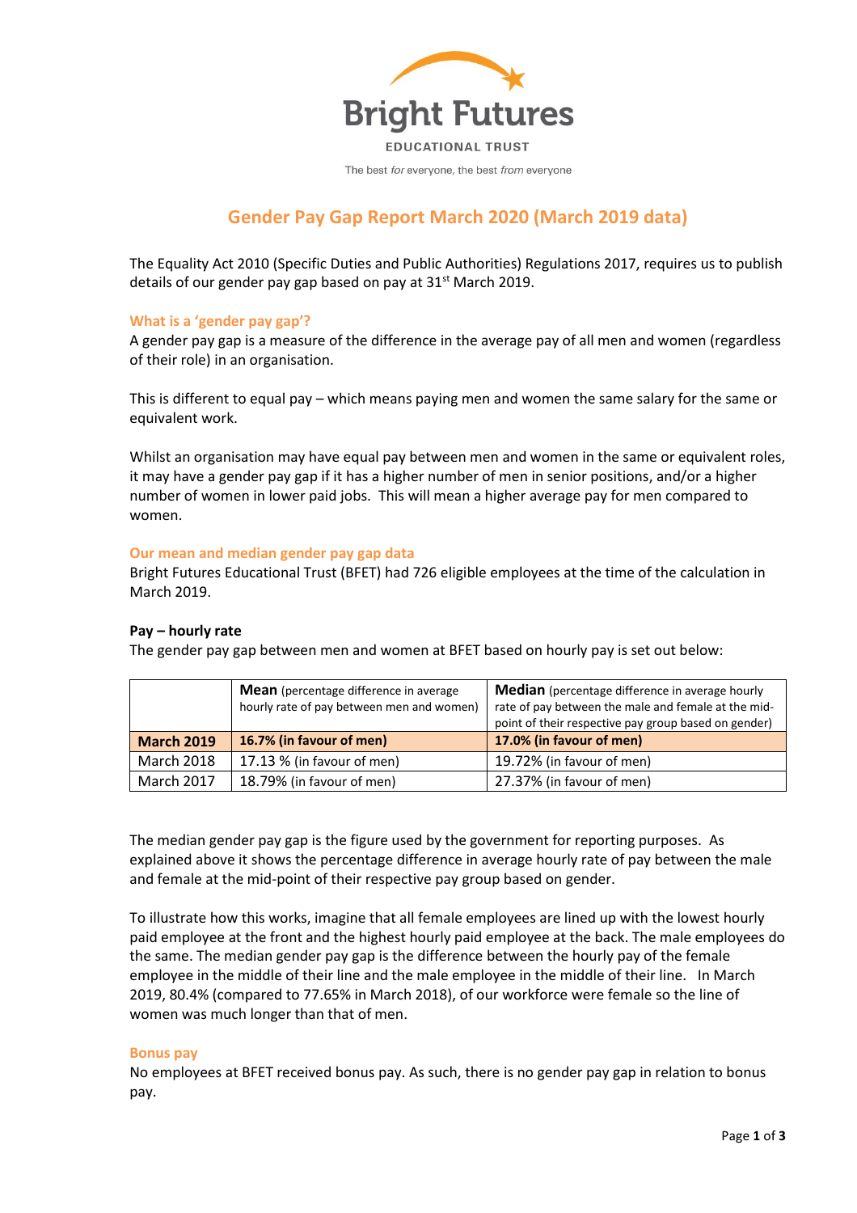Bright Futures

EDUCATIONAL TRUST

The best *for* everyone, the best *from* everyone

# Gender Pay Gap Report March 2020 (March 2019 data)

The Equality Act 2010 (Specific Duties and Public Authorities) Regulations 2017, requires us to publish details of our gender pay gap based on pay at 31st March 2019.

## What is a 'gender pay gap'?

A gender pay gap is a measure of the difference in the average pay of all men and women (regardless of their role) in an organisation.

This is different to equal pay – which means paying men and women the same salary for the same or equivalent work.

Whilst an organisation may have equal pay between men and women in the same or equivalent roles, it may have a gender pay gap if it has a higher number of men in senior positions, and/or a higher number of women in lower paid jobs. This will mean a higher average pay for men compared to women.

## Our mean and median gender pay gap data

Bright Futures Educational Trust (BFET) had 726 eligible employees at the time of the calculation in March 2019.

### Pay – hourly rate

The gender pay gap between men and women at BFET based on hourly pay is set out below:

| | **Mean** (percentage difference in average hourly rate of pay between men and women) | **Median** (percentage difference in average hourly rate of pay between the male and female at the mid-point of their respective pay group based on gender) |
|---|---|---|
| **March 2019** | **16.7% (in favour of men)** | **17.0% (in favour of men)** |
| March 2018 | 17.13 % (in favour of men) | 19.72% (in favour of men) |
| March 2017 | 18.79% (in favour of men) | 27.37% (in favour of men) |

The median gender pay gap is the figure used by the government for reporting purposes. As explained above it shows the percentage difference in average hourly rate of pay between the male and female at the mid-point of their respective pay group based on gender.

To illustrate how this works, imagine that all female employees are lined up with the lowest hourly paid employee at the front and the highest hourly paid employee at the back. The male employees do the same. The median gender pay gap is the difference between the hourly pay of the female employee in the middle of their line and the male employee in the middle of their line. In March 2019, 80.4% (compared to 77.65% in March 2018), of our workforce were female so the line of women was much longer than that of men.

## Bonus pay

No employees at BFET received bonus pay. As such, there is no gender pay gap in relation to bonus pay.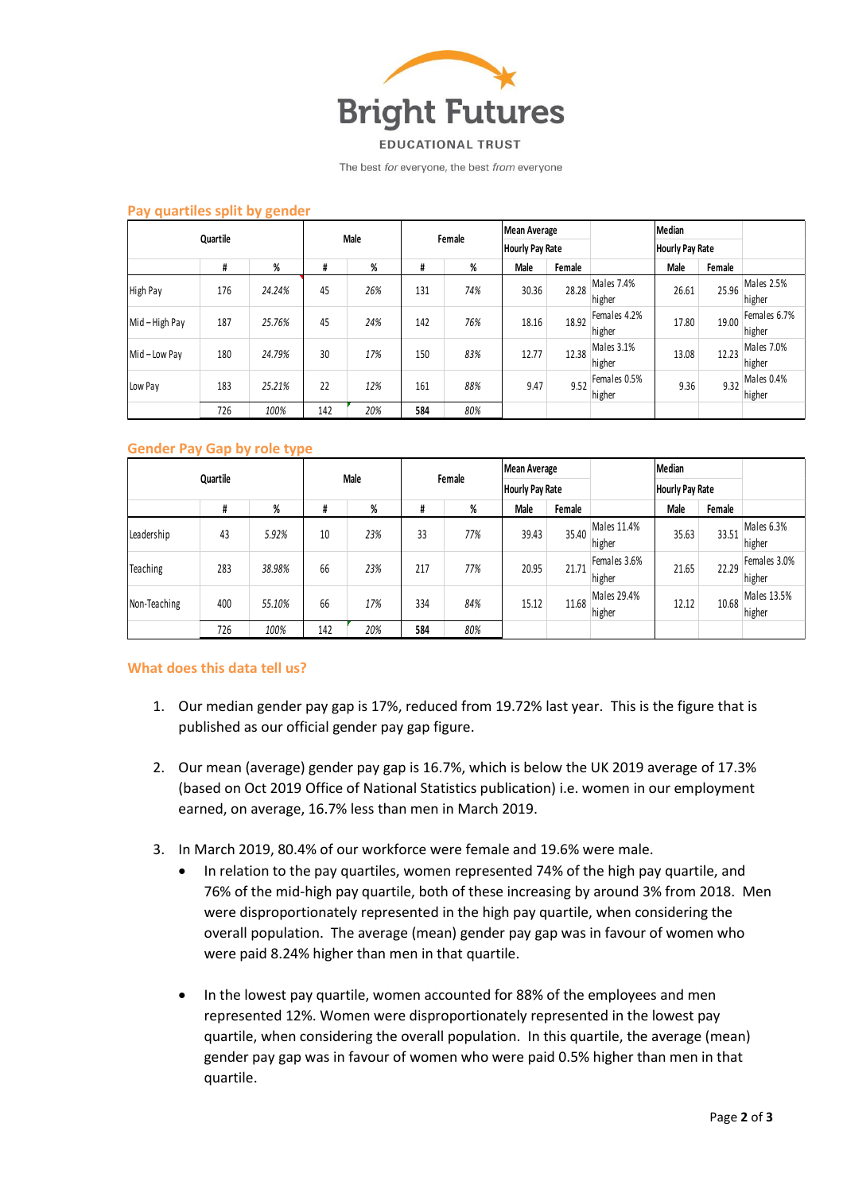Bright Futures

EDUCATIONAL TRUST

The best *for* everyone, the best *from* everyone

## Pay quartiles split by gender

| Quartile | | | Male | | Female | | Mean Average Hourly Pay Rate | | | Median Hourly Pay Rate | | |
|---|---|---|---|---|---|---|---|---|---|---|---|---|
| | # | % | # | % | # | % | Male | Female | | Male | Female | |
| High Pay | 176 | 24.24% | 45 | 26% | 131 | 74% | 30.36 | 28.28 | Males 7.4% higher | 26.61 | 25.96 | Males 2.5% higher |
| Mid – High Pay | 187 | 25.76% | 45 | 24% | 142 | 76% | 18.16 | 18.92 | Females 4.2% higher | 17.80 | 19.00 | Females 6.7% higher |
| Mid – Low Pay | 180 | 24.79% | 30 | 17% | 150 | 83% | 12.77 | 12.38 | Males 3.1% higher | 13.08 | 12.23 | Males 7.0% higher |
| Low Pay | 183 | 25.21% | 22 | 12% | 161 | 88% | 9.47 | 9.52 | Females 0.5% higher | 9.36 | 9.32 | Males 0.4% higher |
| | 726 | 100% | 142 | 20% | 584 | 80% | | | | | | |

## Gender Pay Gap by role type

| Quartile | | | Male | | Female | | Mean Average Hourly Pay Rate | | | Median Hourly Pay Rate | | |
|---|---|---|---|---|---|---|---|---|---|---|---|---|
| | # | % | # | % | # | % | Male | Female | | Male | Female | |
| Leadership | 43 | 5.92% | 10 | 23% | 33 | 77% | 39.43 | 35.40 | Males 11.4% higher | 35.63 | 33.51 | Males 6.3% higher |
| Teaching | 283 | 38.98% | 66 | 23% | 217 | 77% | 20.95 | 21.71 | Females 3.6% higher | 21.65 | 22.29 | Females 3.0% higher |
| Non-Teaching | 400 | 55.10% | 66 | 17% | 334 | 84% | 15.12 | 11.68 | Males 29.4% higher | 12.12 | 10.68 | Males 13.5% higher |
| | 726 | 100% | 142 | 20% | 584 | 80% | | | | | | |

## What does this data tell us?

1. Our median gender pay gap is 17%, reduced from 19.72% last year. This is the figure that is published as our official gender pay gap figure.

2. Our mean (average) gender pay gap is 16.7%, which is below the UK 2019 average of 17.3% (based on Oct 2019 Office of National Statistics publication) i.e. women in our employment earned, on average, 16.7% less than men in March 2019.

3. In March 2019, 80.4% of our workforce were female and 19.6% were male.
   - In relation to the pay quartiles, women represented 74% of the high pay quartile, and 76% of the mid-high pay quartile, both of these increasing by around 3% from 2018. Men were disproportionately represented in the high pay quartile, when considering the overall population. The average (mean) gender pay gap was in favour of women who were paid 8.24% higher than men in that quartile.

   - In the lowest pay quartile, women accounted for 88% of the employees and men represented 12%. Women were disproportionately represented in the lowest pay quartile, when considering the overall population. In this quartile, the average (mean) gender pay gap was in favour of women who were paid 0.5% higher than men in that quartile.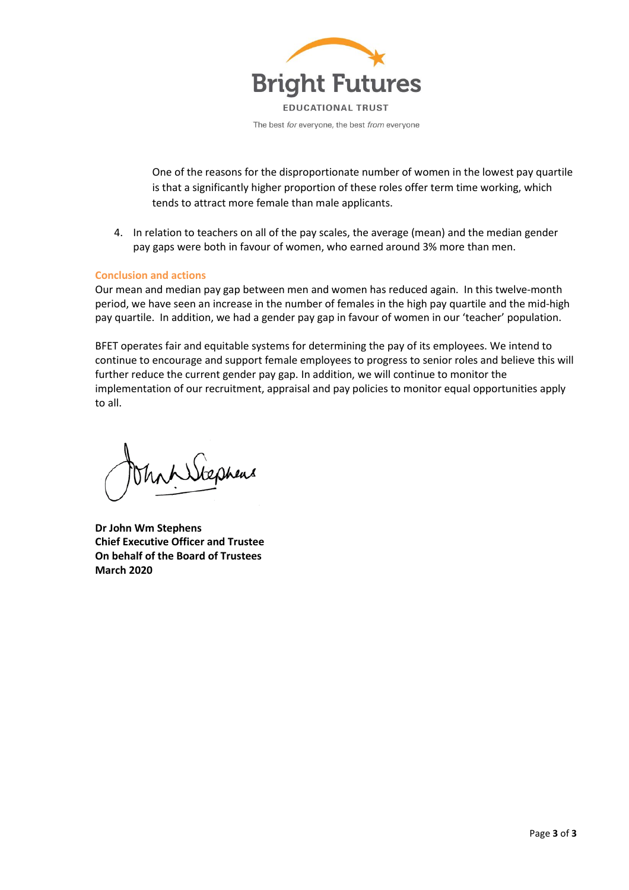One of the reasons for the disproportionate number of women in the lowest pay quartile is that a significantly higher proportion of these roles offer term time working, which tends to attract more female than male applicants.

4. In relation to teachers on all of the pay scales, the average (mean) and the median gender pay gaps were both in favour of women, who earned around 3% more than men.

### Conclusion and actions

Our mean and median pay gap between men and women has reduced again. In this twelve-month period, we have seen an increase in the number of females in the high pay quartile and the mid-high pay quartile. In addition, we had a gender pay gap in favour of women in our 'teacher' population.

BFET operates fair and equitable systems for determining the pay of its employees. We intend to continue to encourage and support female employees to progress to senior roles and believe this will further reduce the current gender pay gap. In addition, we will continue to monitor the implementation of our recruitment, appraisal and pay policies to monitor equal opportunities apply to all.

**Dr John Wm Stephens**
**Chief Executive Officer and Trustee**
**On behalf of the Board of Trustees**
**March 2020**